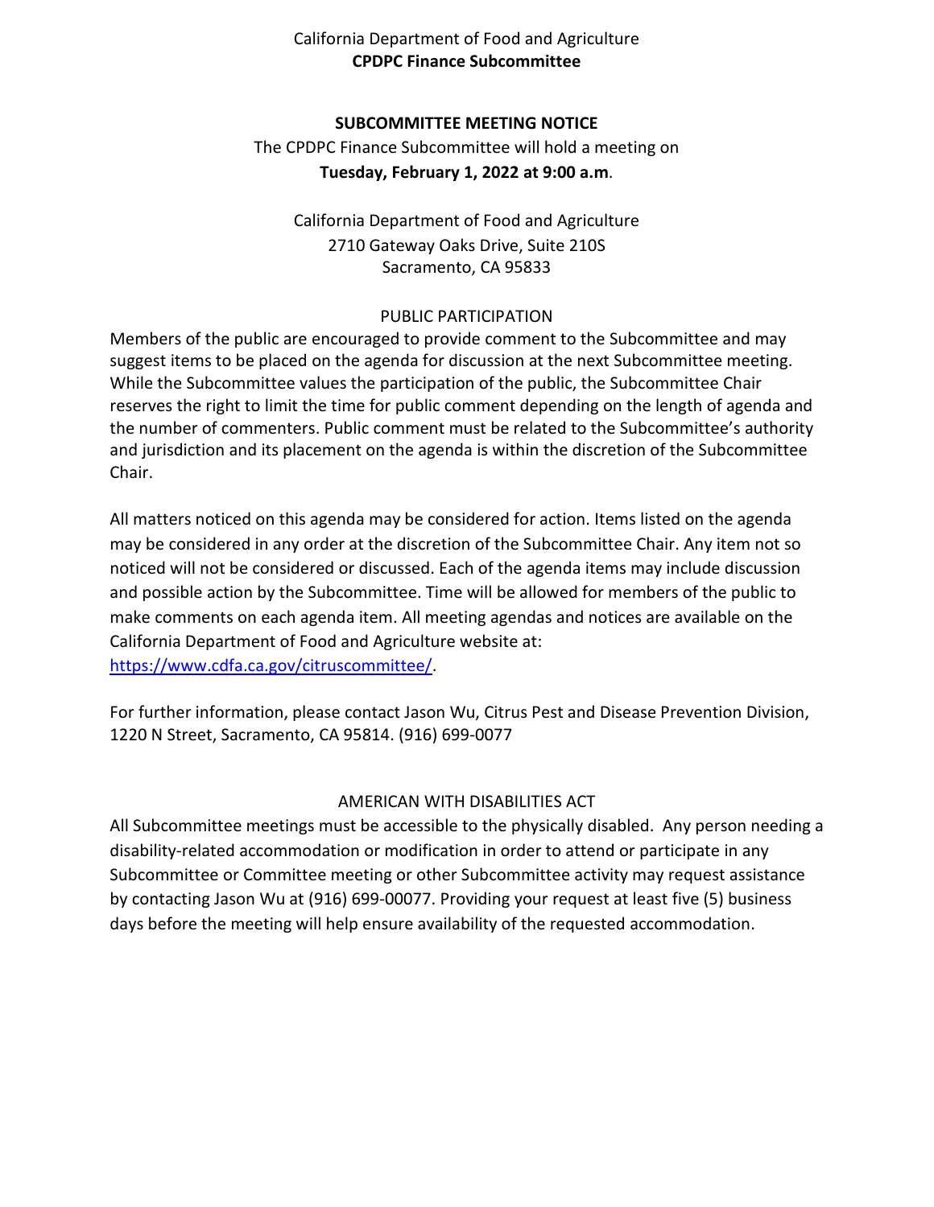California Department of Food and Agriculture
**CPDPC Finance Subcommittee**

**SUBCOMMITTEE MEETING NOTICE**

The CPDPC Finance Subcommittee will hold a meeting on
**Tuesday, February 1, 2022 at 9:00 a.m**.

California Department of Food and Agriculture
2710 Gateway Oaks Drive, Suite 210S
Sacramento, CA 95833

PUBLIC PARTICIPATION

Members of the public are encouraged to provide comment to the Subcommittee and may suggest items to be placed on the agenda for discussion at the next Subcommittee meeting. While the Subcommittee values the participation of the public, the Subcommittee Chair reserves the right to limit the time for public comment depending on the length of agenda and the number of commenters. Public comment must be related to the Subcommittee's authority and jurisdiction and its placement on the agenda is within the discretion of the Subcommittee Chair.

All matters noticed on this agenda may be considered for action. Items listed on the agenda may be considered in any order at the discretion of the Subcommittee Chair. Any item not so noticed will not be considered or discussed. Each of the agenda items may include discussion and possible action by the Subcommittee. Time will be allowed for members of the public to make comments on each agenda item. All meeting agendas and notices are available on the California Department of Food and Agriculture website at: https://www.cdfa.ca.gov/citruscommittee/.

For further information, please contact Jason Wu, Citrus Pest and Disease Prevention Division, 1220 N Street, Sacramento, CA 95814. (916) 699-0077

AMERICAN WITH DISABILITIES ACT

All Subcommittee meetings must be accessible to the physically disabled. Any person needing a disability-related accommodation or modification in order to attend or participate in any Subcommittee or Committee meeting or other Subcommittee activity may request assistance by contacting Jason Wu at (916) 699-00077. Providing your request at least five (5) business days before the meeting will help ensure availability of the requested accommodation.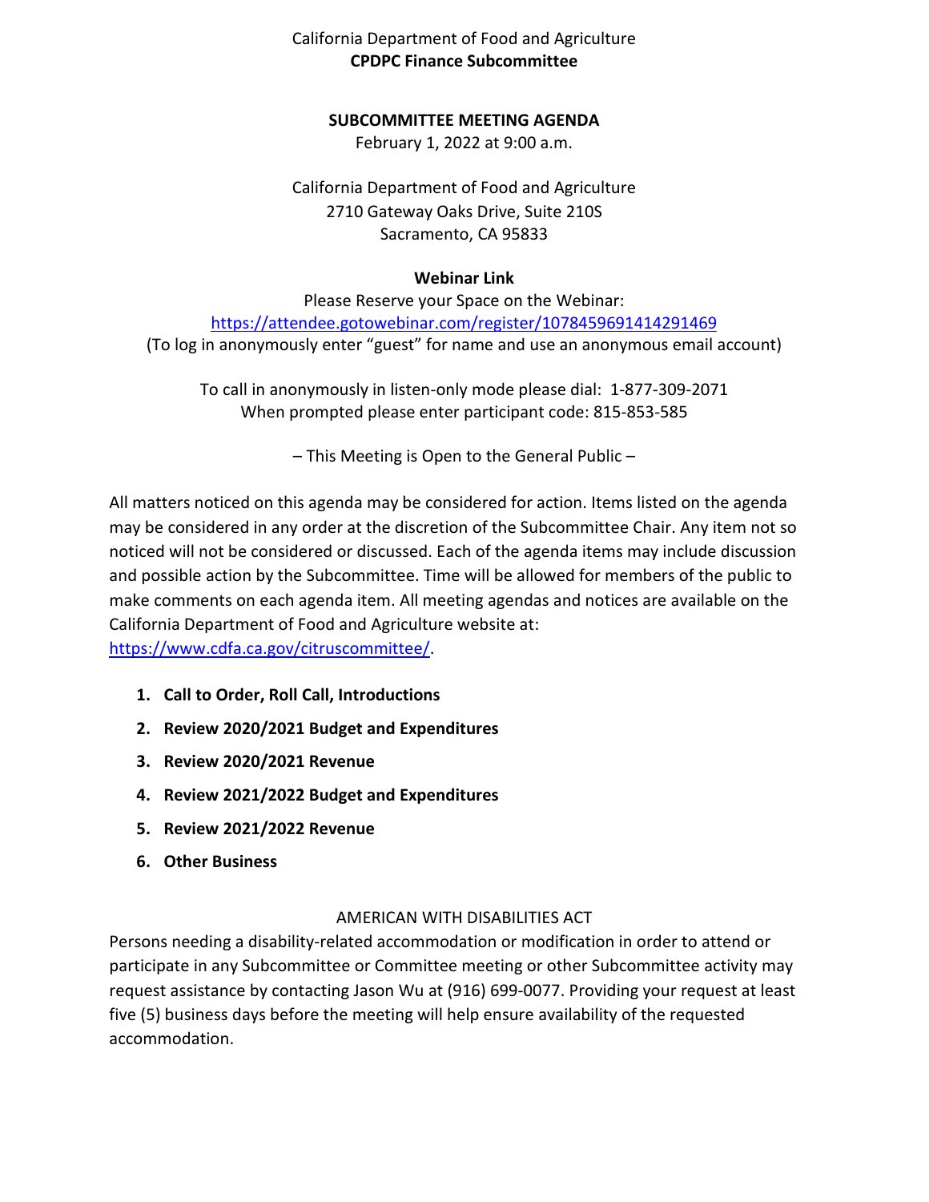California Department of Food and Agriculture

**CPDPC Finance Subcommittee**

**SUBCOMMITTEE MEETING AGENDA**

February 1, 2022 at 9:00 a.m.

California Department of Food and Agriculture
2710 Gateway Oaks Drive, Suite 210S
Sacramento, CA 95833

**Webinar Link**

Please Reserve your Space on the Webinar:
https://attendee.gotowebinar.com/register/1078459691414291469
(To log in anonymously enter "guest" for name and use an anonymous email account)

To call in anonymously in listen-only mode please dial: 1-877-309-2071
When prompted please enter participant code: 815-853-585

– This Meeting is Open to the General Public –

All matters noticed on this agenda may be considered for action. Items listed on the agenda may be considered in any order at the discretion of the Subcommittee Chair. Any item not so noticed will not be considered or discussed. Each of the agenda items may include discussion and possible action by the Subcommittee. Time will be allowed for members of the public to make comments on each agenda item. All meeting agendas and notices are available on the California Department of Food and Agriculture website at: https://www.cdfa.ca.gov/citruscommittee/.

1. **Call to Order, Roll Call, Introductions**
2. **Review 2020/2021 Budget and Expenditures**
3. **Review 2020/2021 Revenue**
4. **Review 2021/2022 Budget and Expenditures**
5. **Review 2021/2022 Revenue**
6. **Other Business**

AMERICAN WITH DISABILITIES ACT

Persons needing a disability-related accommodation or modification in order to attend or participate in any Subcommittee or Committee meeting or other Subcommittee activity may request assistance by contacting Jason Wu at (916) 699-0077. Providing your request at least five (5) business days before the meeting will help ensure availability of the requested accommodation.